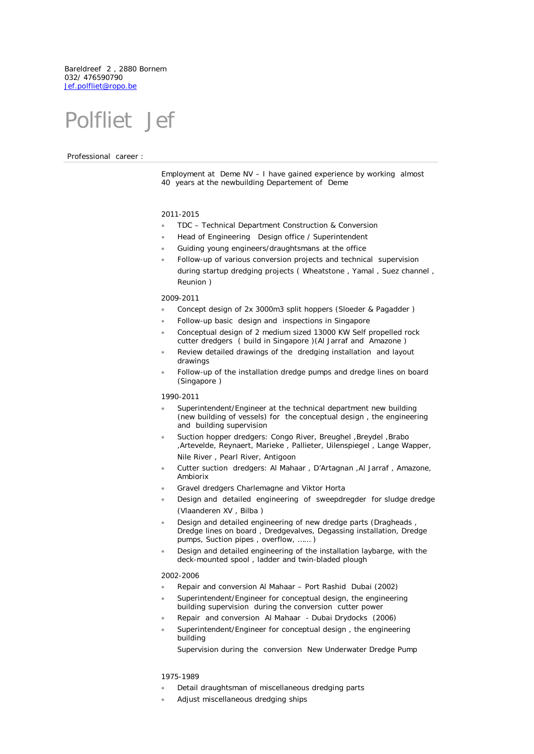Bareldreef 2 , 2880 Bornem
032/ 476590790
Jef.polfliet@ropo.be

# Polfliet Jef

Professional career :

Employment at Deme NV – I have gained experience by working almost 40 years at the newbuilding Departement of Deme

2011-2015

- TDC – Technical Department Construction & Conversion
- Head of Engineering Design office / Superintendent
- Guiding young engineers/draughtsmans at the office
- Follow-up of various conversion projects and technical supervision during startup dredging projects ( Wheatstone , Yamal , Suez channel , Reunion )

2009-2011

- Concept design of 2x 3000m3 split hoppers (Sloeder & Pagadder )
- Follow-up basic design and inspections in Singapore
- Conceptual design of 2 medium sized 13000 KW Self propelled rock cutter dredgers ( build in Singapore )(Al Jarraf and Amazone )
- Review detailed drawings of the dredging installation and layout drawings
- Follow-up of the installation dredge pumps and dredge lines on board (Singapore )

1990-2011

- Superintendent/Engineer at the technical department new building (new building of vessels) for the conceptual design , the engineering and building supervision
- Suction hopper dredgers: Congo River, Breughel ,Breydel ,Brabo ,Artevelde, Reynaert, Marieke , Pallieter, Uilenspiegel , Lange Wapper, Nile River , Pearl River, Antigoon
- Cutter suction dredgers: Al Mahaar , D'Artagnan ,Al Jarraf , Amazone, Ambiorix
- Gravel dredgers Charlemagne and Viktor Horta
- Design and detailed engineering of sweepdregder for sludge dredge (Vlaanderen XV , Bilba )
- Design and detailed engineering of new dredge parts (Dragheads , Dredge lines on board , Dredgevalves, Degassing installation, Dredge pumps, Suction pipes , overflow, …… )
- Design and detailed engineering of the installation laybarge, with the deck-mounted spool , ladder and twin-bladed plough

2002-2006

- Repair and conversion Al Mahaar – Port Rashid Dubai (2002)
- Superintendent/Engineer for conceptual design, the engineering building supervision during the conversion cutter power
- Repair and conversion Al Mahaar - Dubai Drydocks (2006)
- Superintendent/Engineer for conceptual design , the engineering building

  Supervision during the conversion New Underwater Dredge Pump

1975-1989

- Detail draughtsman of miscellaneous dredging parts
- Adjust miscellaneous dredging ships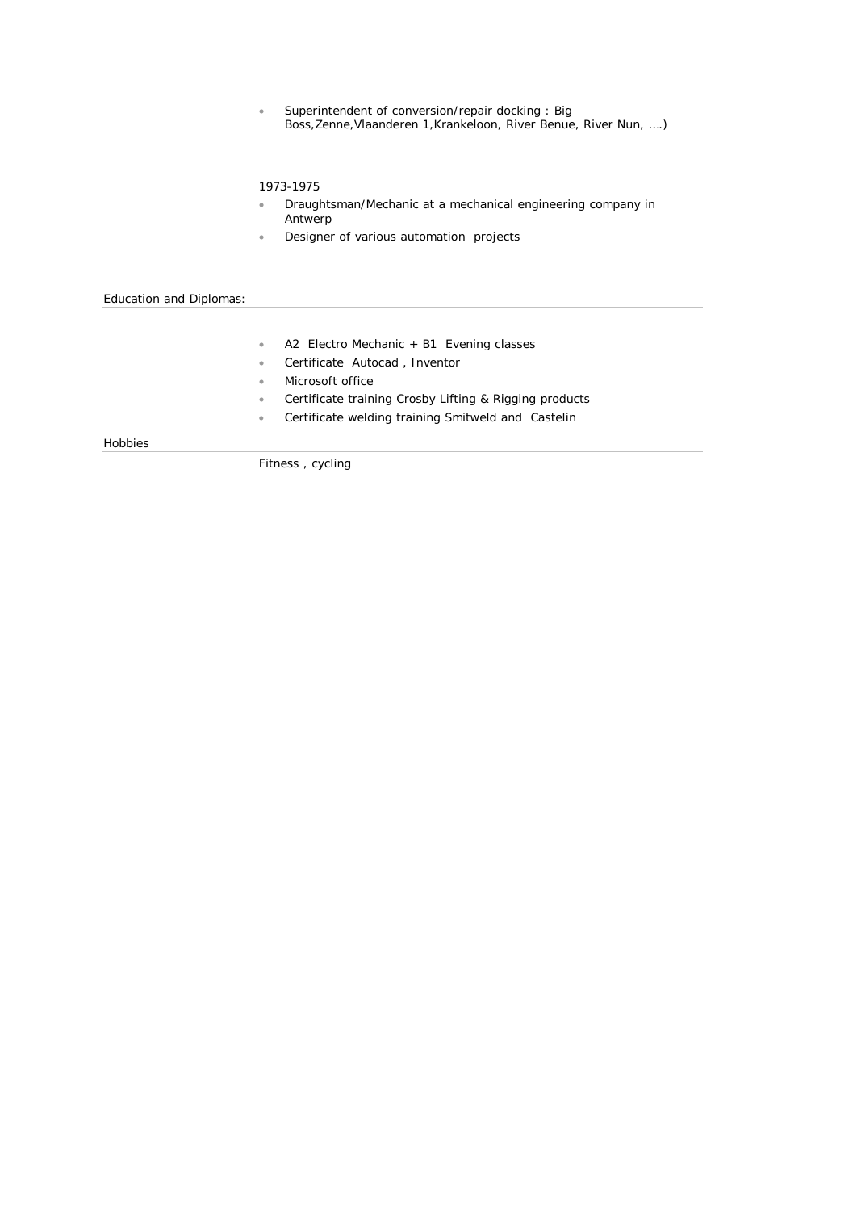- Superintendent of conversion/repair docking : Big Boss,Zenne,Vlaanderen 1,Krankeloon, River Benue, River Nun, ….)

1973-1975

- Draughtsman/Mechanic at a mechanical engineering company in Antwerp
- Designer of various automation projects

## Education and Diplomas:

- A2 Electro Mechanic + B1 Evening classes
- Certificate Autocad , Inventor
- Microsoft office
- Certificate training Crosby Lifting & Rigging products
- Certificate welding training Smitweld and Castelin

## Hobbies

Fitness , cycling